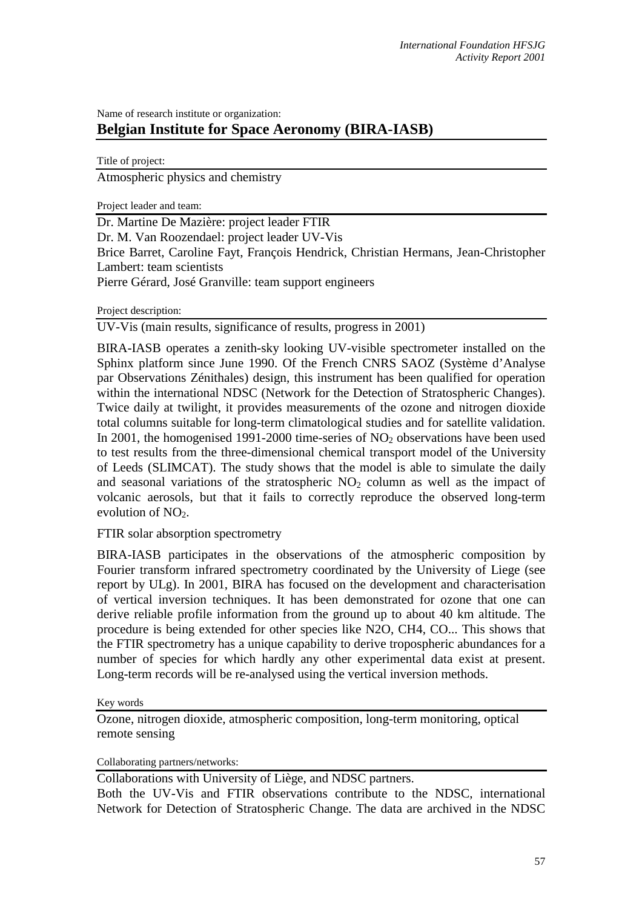Name of research institute or organization:

# Belgian Institute for Space Aeronomy (BIRA-IASB)

Title of project:

Atmospheric physics and chemistry

Project leader and team:

Dr. Martine De Mazière: project leader FTIR
Dr. M. Van Roozendael: project leader UV-Vis
Brice Barret, Caroline Fayt, François Hendrick, Christian Hermans, Jean-Christopher Lambert: team scientists
Pierre Gérard, José Granville: team support engineers

Project description:

UV-Vis (main results, significance of results, progress in 2001)

BIRA-IASB operates a zenith-sky looking UV-visible spectrometer installed on the Sphinx platform since June 1990. Of the French CNRS SAOZ (Système d'Analyse par Observations Zénithales) design, this instrument has been qualified for operation within the international NDSC (Network for the Detection of Stratospheric Changes). Twice daily at twilight, it provides measurements of the ozone and nitrogen dioxide total columns suitable for long-term climatological studies and for satellite validation. In 2001, the homogenised 1991-2000 time-series of $NO_2$ observations have been used to test results from the three-dimensional chemical transport model of the University of Leeds (SLIMCAT). The study shows that the model is able to simulate the daily and seasonal variations of the stratospheric $NO_2$ column as well as the impact of volcanic aerosols, but that it fails to correctly reproduce the observed long-term evolution of $NO_2$.

FTIR solar absorption spectrometry

BIRA-IASB participates in the observations of the atmospheric composition by Fourier transform infrared spectrometry coordinated by the University of Liege (see report by ULg). In 2001, BIRA has focused on the development and characterisation of vertical inversion techniques. It has been demonstrated for ozone that one can derive reliable profile information from the ground up to about 40 km altitude. The procedure is being extended for other species like N2O, CH4, CO... This shows that the FTIR spectrometry has a unique capability to derive tropospheric abundances for a number of species for which hardly any other experimental data exist at present. Long-term records will be re-analysed using the vertical inversion methods.

Key words

Ozone, nitrogen dioxide, atmospheric composition, long-term monitoring, optical remote sensing

Collaborating partners/networks:

Collaborations with University of Liège, and NDSC partners.
Both the UV-Vis and FTIR observations contribute to the NDSC, international Network for Detection of Stratospheric Change. The data are archived in the NDSC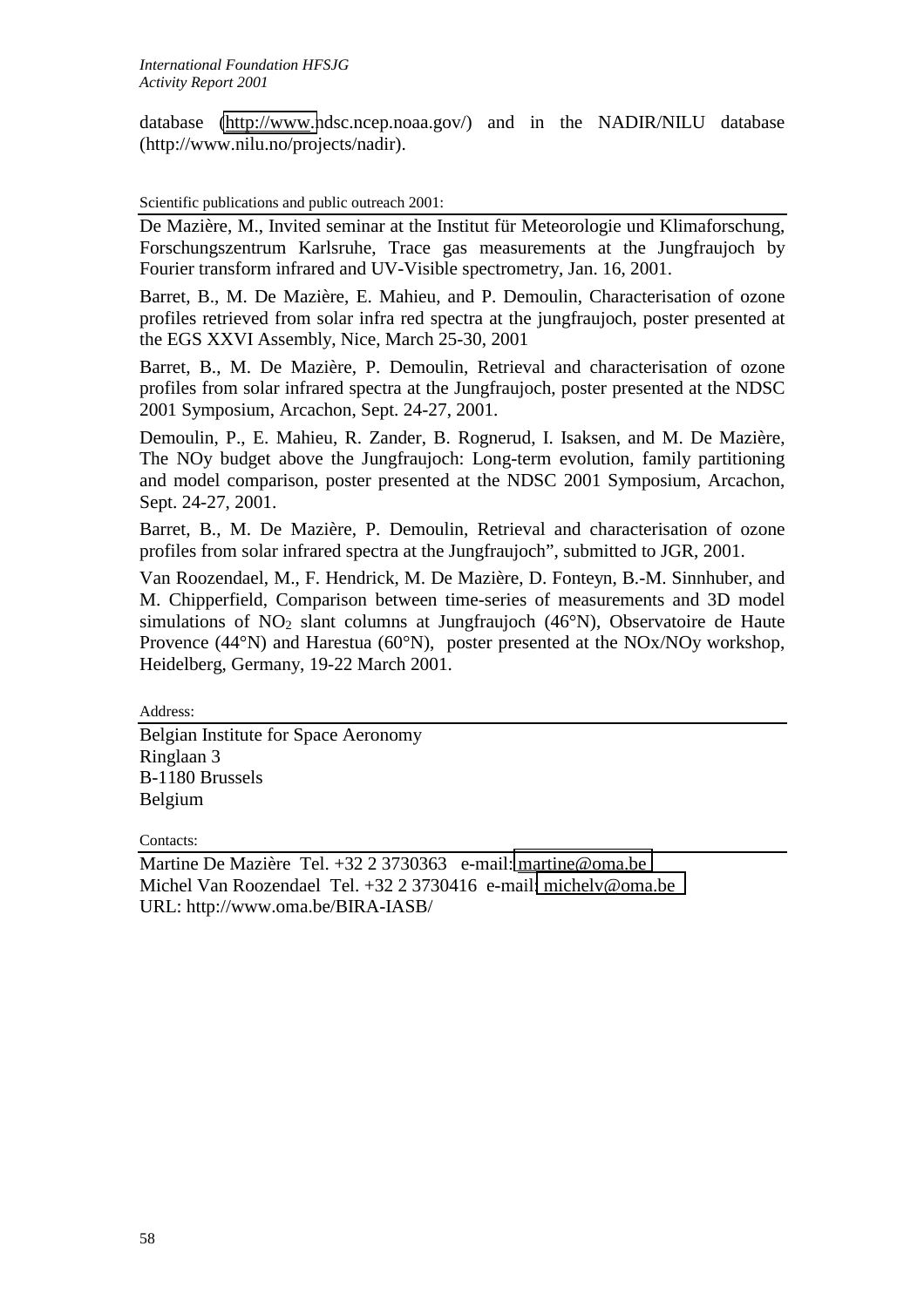database (http://www.ndsc.ncep.noaa.gov/) and in the NADIR/NILU database (http://www.nilu.no/projects/nadir).

Scientific publications and public outreach 2001:

De Mazière, M., Invited seminar at the Institut für Meteorologie und Klimaforschung, Forschungszentrum Karlsruhe, Trace gas measurements at the Jungfraujoch by Fourier transform infrared and UV-Visible spectrometry, Jan. 16, 2001.

Barret, B., M. De Mazière, E. Mahieu, and P. Demoulin, Characterisation of ozone profiles retrieved from solar infra red spectra at the jungfraujoch, poster presented at the EGS XXVI Assembly, Nice, March 25-30, 2001

Barret, B., M. De Mazière, P. Demoulin, Retrieval and characterisation of ozone profiles from solar infrared spectra at the Jungfraujoch, poster presented at the NDSC 2001 Symposium, Arcachon, Sept. 24-27, 2001.

Demoulin, P., E. Mahieu, R. Zander, B. Rognerud, I. Isaksen, and M. De Mazière, The NOy budget above the Jungfraujoch: Long-term evolution, family partitioning and model comparison, poster presented at the NDSC 2001 Symposium, Arcachon, Sept. 24-27, 2001.

Barret, B., M. De Mazière, P. Demoulin, Retrieval and characterisation of ozone profiles from solar infrared spectra at the Jungfraujoch", submitted to JGR, 2001.

Van Roozendael, M., F. Hendrick, M. De Mazière, D. Fonteyn, B.-M. Sinnhuber, and M. Chipperfield, Comparison between time-series of measurements and 3D model simulations of $NO_2$ slant columns at Jungfraujoch (46°N), Observatoire de Haute Provence (44°N) and Harestua (60°N), poster presented at the NOx/NOy workshop, Heidelberg, Germany, 19-22 March 2001.

Address:

Belgian Institute for Space Aeronomy
Ringlaan 3
B-1180 Brussels
Belgium

Contacts:

Martine De Mazière Tel. +32 2 3730363 e-mail: martine@oma.be
Michel Van Roozendael Tel. +32 2 3730416 e-mail: michelv@oma.be
URL: http://www.oma.be/BIRA-IASB/